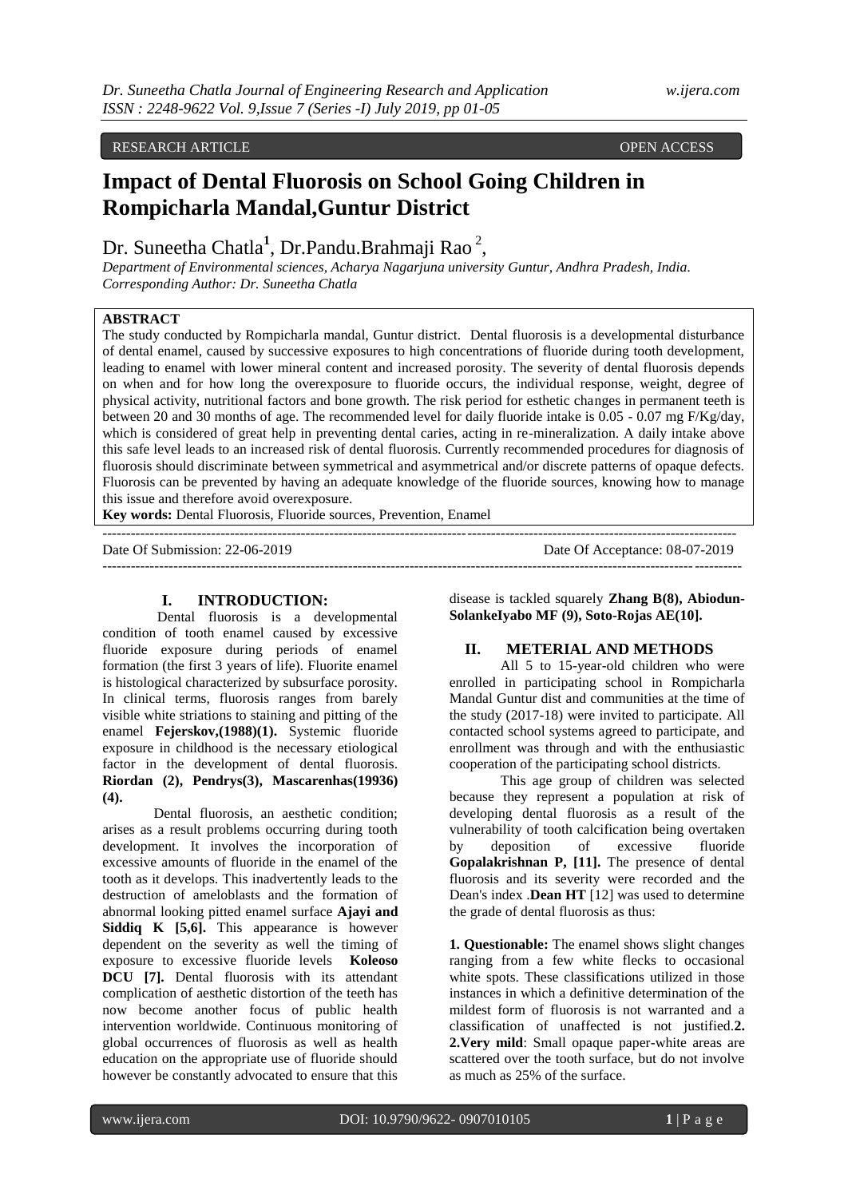RESEARCH ARTICLE OPEN ACCESS

# Impact of Dental Fluorosis on School Going Children in Rompicharla Mandal,Guntur District

Dr. Suneetha Chatla[1], Dr.Pandu.Brahmaji Rao [2],

*Department of Environmental sciences, Acharya Nagarjuna university Guntur, Andhra Pradesh, India.*
*Corresponding Author: Dr. Suneetha Chatla*

**ABSTRACT**

The study conducted by Rompicharla mandal, Guntur district. Dental fluorosis is a developmental disturbance of dental enamel, caused by successive exposures to high concentrations of fluoride during tooth development, leading to enamel with lower mineral content and increased porosity. The severity of dental fluorosis depends on when and for how long the overexposure to fluoride occurs, the individual response, weight, degree of physical activity, nutritional factors and bone growth. The risk period for esthetic changes in permanent teeth is between 20 and 30 months of age. The recommended level for daily fluoride intake is 0.05 - 0.07 mg F/Kg/day, which is considered of great help in preventing dental caries, acting in re-mineralization. A daily intake above this safe level leads to an increased risk of dental fluorosis. Currently recommended procedures for diagnosis of fluorosis should discriminate between symmetrical and asymmetrical and/or discrete patterns of opaque defects. Fluorosis can be prevented by having an adequate knowledge of the fluoride sources, knowing how to manage this issue and therefore avoid overexposure.

**Key words:** Dental Fluorosis, Fluoride sources, Prevention, Enamel

---

Date Of Submission: 22-06-2019 Date Of Acceptance: 08-07-2019

---

## I. INTRODUCTION:

Dental fluorosis is a developmental condition of tooth enamel caused by excessive fluoride exposure during periods of enamel formation (the first 3 years of life). Fluorite enamel is histological characterized by subsurface porosity. In clinical terms, fluorosis ranges from barely visible white striations to staining and pitting of the enamel **Fejerskov,(1988)(1).** Systemic fluoride exposure in childhood is the necessary etiological factor in the development of dental fluorosis. **Riordan (2), Pendrys(3), Mascarenhas(19936) (4).**

Dental fluorosis, an aesthetic condition; arises as a result problems occurring during tooth development. It involves the incorporation of excessive amounts of fluoride in the enamel of the tooth as it develops. This inadvertently leads to the destruction of ameloblasts and the formation of abnormal looking pitted enamel surface **Ajayi and Siddiq K [5,6].** This appearance is however dependent on the severity as well the timing of exposure to excessive fluoride levels **Koleoso DCU [7].** Dental fluorosis with its attendant complication of aesthetic distortion of the teeth has now become another focus of public health intervention worldwide. Continuous monitoring of global occurrences of fluorosis as well as health education on the appropriate use of fluoride should however be constantly advocated to ensure that this disease is tackled squarely **Zhang B(8), Abiodun-SolankeIyabo MF (9), Soto-Rojas AE(10].**

## II. METERIAL AND METHODS

All 5 to 15-year-old children who were enrolled in participating school in Rompicharla Mandal Guntur dist and communities at the time of the study (2017-18) were invited to participate. All contacted school systems agreed to participate, and enrollment was through and with the enthusiastic cooperation of the participating school districts.

This age group of children was selected because they represent a population at risk of developing dental fluorosis as a result of the vulnerability of tooth calcification being overtaken by deposition of excessive fluoride **Gopalakrishnan P, [11].** The presence of dental fluorosis and its severity were recorded and the Dean's index .**Dean HT** [12] was used to determine the grade of dental fluorosis as thus:

**1. Questionable:** The enamel shows slight changes ranging from a few white flecks to occasional white spots. These classifications utilized in those instances in which a definitive determination of the mildest form of fluorosis is not warranted and a classification of unaffected is not justified.**2.**

**2.Very mild**: Small opaque paper-white areas are scattered over the tooth surface, but do not involve as much as 25% of the surface.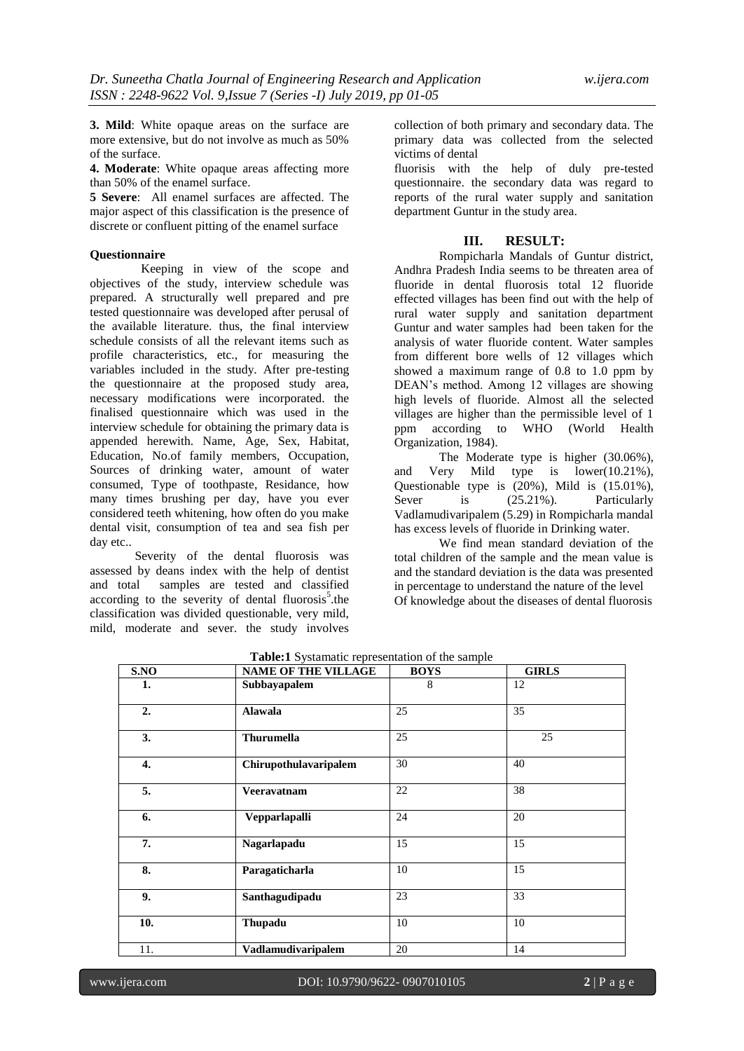**3. Mild**: White opaque areas on the surface are more extensive, but do not involve as much as 50% of the surface.

**4. Moderate**: White opaque areas affecting more than 50% of the enamel surface.

**5 Severe**: All enamel surfaces are affected. The major aspect of this classification is the presence of discrete or confluent pitting of the enamel surface

**Questionnaire**

Keeping in view of the scope and objectives of the study, interview schedule was prepared. A structurally well prepared and pre tested questionnaire was developed after perusal of the available literature. thus, the final interview schedule consists of all the relevant items such as profile characteristics, etc., for measuring the variables included in the study. After pre-testing the questionnaire at the proposed study area, necessary modifications were incorporated. the finalised questionnaire which was used in the interview schedule for obtaining the primary data is appended herewith. Name, Age, Sex, Habitat, Education, No.of family members, Occupation, Sources of drinking water, amount of water consumed, Type of toothpaste, Residance, how many times brushing per day, have you ever considered teeth whitening, how often do you make dental visit, consumption of tea and sea fish per day etc..

Severity of the dental fluorosis was assessed by deans index with the help of dentist and total samples are tested and classified according to the severity of dental fluorosis[5].the classification was divided questionable, very mild, mild, moderate and sever. the study involves collection of both primary and secondary data. The primary data was collected from the selected victims of dental fluorisis with the help of duly pre-tested questionnaire. the secondary data was regard to reports of the rural water supply and sanitation department Guntur in the study area.

## III. RESULT:

Rompicharla Mandals of Guntur district, Andhra Pradesh India seems to be threaten area of fluoride in dental fluorosis total 12 fluoride effected villages has been find out with the help of rural water supply and sanitation department Guntur and water samples had been taken for the analysis of water fluoride content. Water samples from different bore wells of 12 villages which showed a maximum range of 0.8 to 1.0 ppm by DEAN's method. Among 12 villages are showing high levels of fluoride. Almost all the selected villages are higher than the permissible level of 1 ppm according to WHO (World Health Organization, 1984).

The Moderate type is higher (30.06%), and Very Mild type is lower(10.21%), Questionable type is (20%), Mild is (15.01%), Sever is (25.21%). Particularly Vadlamudivaripalem (5.29) in Rompicharla mandal has excess levels of fluoride in Drinking water.

We find mean standard deviation of the total children of the sample and the mean value is and the standard deviation is the data was presented in percentage to understand the nature of the level Of knowledge about the diseases of dental fluorosis

**Table:1** Systamatic representation of the sample

| S.NO | NAME OF THE VILLAGE | BOYS | GIRLS |
|---|---|---|---|
| 1. | Subbayapalem | 8 | 12 |
| 2. | Alawala | 25 | 35 |
| 3. | Thurumella | 25 | 25 |
| 4. | Chirupothulavaripalem | 30 | 40 |
| 5. | Veeravatnam | 22 | 38 |
| 6. | Vepparlapalli | 24 | 20 |
| 7. | Nagarlapadu | 15 | 15 |
| 8. | Paragaticharla | 10 | 15 |
| 9. | Santhagudipadu | 23 | 33 |
| 10. | Thupadu | 10 | 10 |
| 11. | Vadlamudivaripalem | 20 | 14 |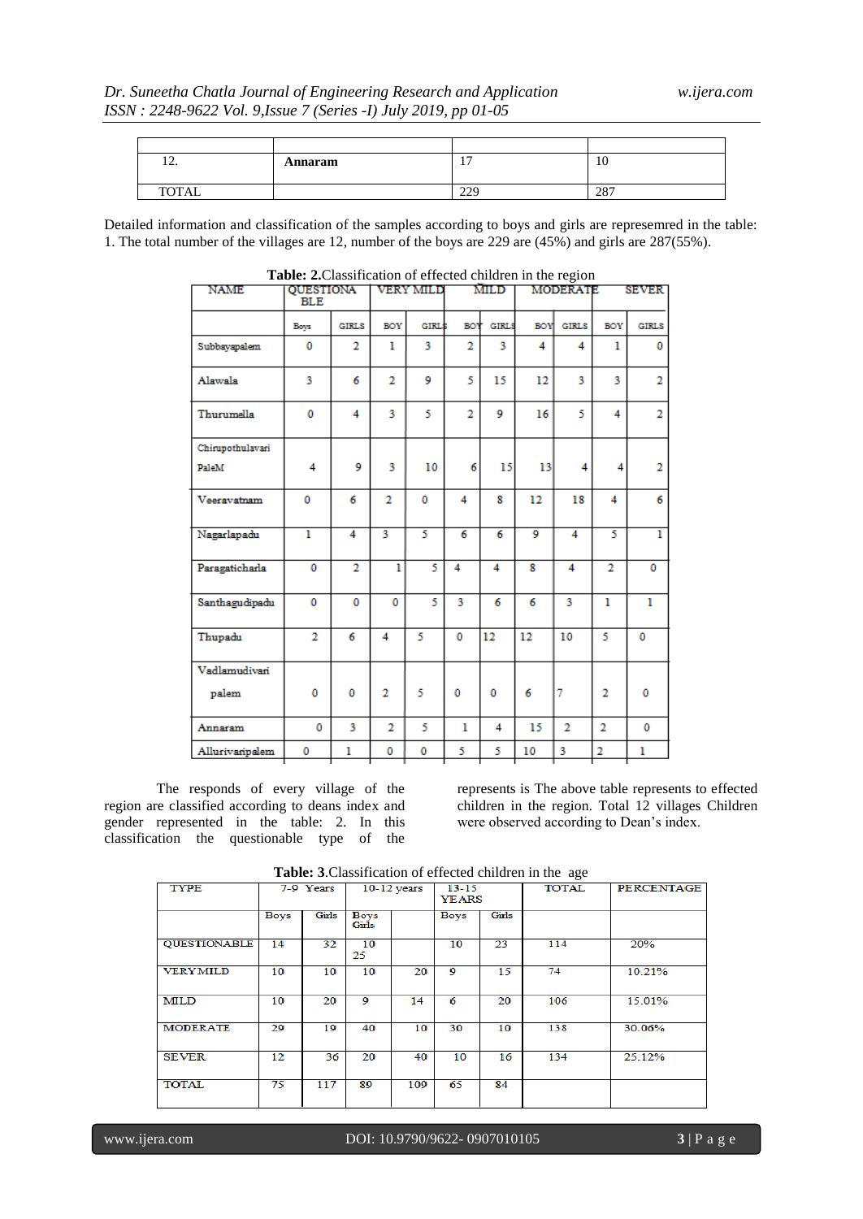| | | | |
|---|---|---|---|
| 12. | **Annaram** | 17 | 10 |
| TOTAL | | 229 | 287 |

Detailed information and classification of the samples according to boys and girls are represemred in the table: 1. The total number of the villages are 12, number of the boys are 229 are (45%) and girls are 287(55%).

**Table: 2.**Classification of effected children in the region

| NAME | QUESTIONABLE | | VERY MILD | | MILD | | MODERATE | | SEVER | |
|---|---|---|---|---|---|---|---|---|---|---|
| | Boys | GIRLS | BOY | GIRLS | BOY | GIRLS | BOY | GIRLS | BOY | GIRLS |
| Subbayapalem | 0 | 2 | 1 | 3 | 2 | 3 | 4 | 4 | 1 | 0 |
| Alawala | 3 | 6 | 2 | 9 | 5 | 15 | 12 | 3 | 3 | 2 |
| Thurumella | 0 | 4 | 3 | 5 | 2 | 9 | 16 | 5 | 4 | 2 |
| Chirupothulavari PaleM | 4 | 9 | 3 | 10 | 6 | 15 | 13 | 4 | 4 | 2 |
| Veeravatnam | 0 | 6 | 2 | 0 | 4 | 8 | 12 | 18 | 4 | 6 |
| Nagarlapadu | 1 | 4 | 3 | 5 | 6 | 6 | 9 | 4 | 5 | 1 |
| Paragaticharla | 0 | 2 | 1 | 5 | 4 | 4 | 8 | 4 | 2 | 0 |
| Santhagudipadu | 0 | 0 | 0 | 5 | 3 | 6 | 6 | 3 | 1 | 1 |
| Thupadu | 2 | 6 | 4 | 5 | 0 | 12 | 12 | 10 | 5 | 0 |
| Vadlamudivari palem | 0 | 0 | 2 | 5 | 0 | 0 | 6 | 7 | 2 | 0 |
| Annaram | 0 | 3 | 2 | 5 | 1 | 4 | 15 | 2 | 2 | 0 |
| Allurivaripalem | 0 | 1 | 0 | 0 | 5 | 5 | 10 | 3 | 2 | 1 |

The responds of every village of the region are classified according to deans index and gender represented in the table: 2. In this classification the questionable type of the represents is The above table represents to effected children in the region. Total 12 villages Children were observed according to Dean's index.

**Table: 3**.Classification of effected children in the age

| TYPE | 7-9 Years | | 10-12 years | | 13-15 YEARS | | TOTAL | PERCENTAGE |
|---|---|---|---|---|---|---|---|---|
| | Boys | Girls | Boys Girls | | Boys | Girls | | |
| QUESTIONABLE | 14 | 32 | 10 25 | | 10 | 23 | 114 | 20% |
| VERYMILD | 10 | 10 | 10 | 20 | 9 | 15 | 74 | 10.21% |
| MILD | 10 | 20 | 9 | 14 | 6 | 20 | 106 | 15.01% |
| MODERATE | 29 | 19 | 40 | 10 | 30 | 10 | 138 | 30.06% |
| SEVER | 12 | 36 | 20 | 40 | 10 | 16 | 134 | 25.12% |
| TOTAL | 75 | 117 | 89 | 109 | 65 | 84 | | |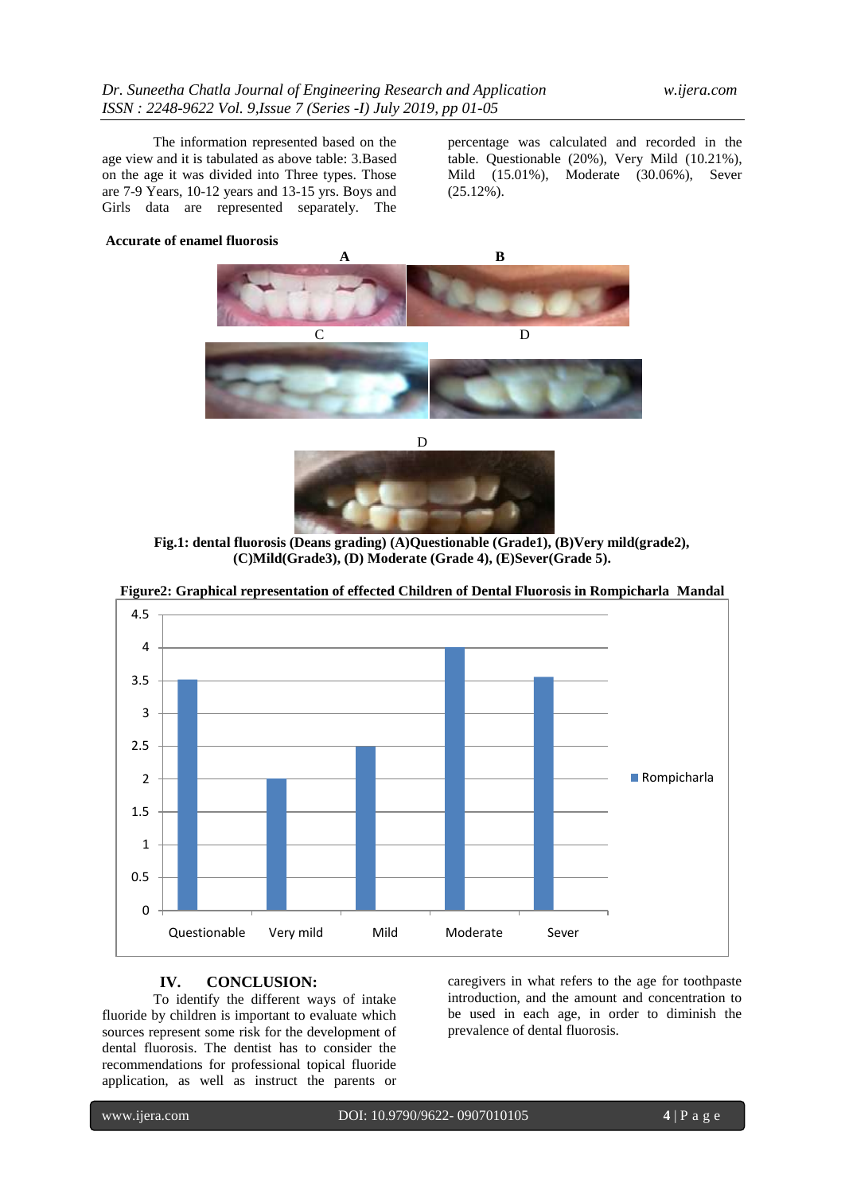The information represented based on the age view and it is tabulated as above table: 3.Based on the age it was divided into Three types. Those are 7-9 Years, 10-12 years and 13-15 yrs. Boys and Girls data are represented separately. The percentage was calculated and recorded in the table. Questionable (20%), Very Mild (10.21%), Mild (15.01%), Moderate (30.06%), Sever (25.12%).

**Accurate of enamel fluorosis**

**Fig.1: dental fluorosis (Deans grading) (A)Questionable (Grade1), (B)Very mild(grade2), (C)Mild(Grade3), (D) Moderate (Grade 4), (E)Sever(Grade 5).**

**Figure2: Graphical representation of effected Children of Dental Fluorosis in Rompicharla Mandal**

## IV. CONCLUSION:

To identify the different ways of intake fluoride by children is important to evaluate which sources represent some risk for the development of dental fluorosis. The dentist has to consider the recommendations for professional topical fluoride application, as well as instruct the parents or caregivers in what refers to the age for toothpaste introduction, and the amount and concentration to be used in each age, in order to diminish the prevalence of dental fluorosis.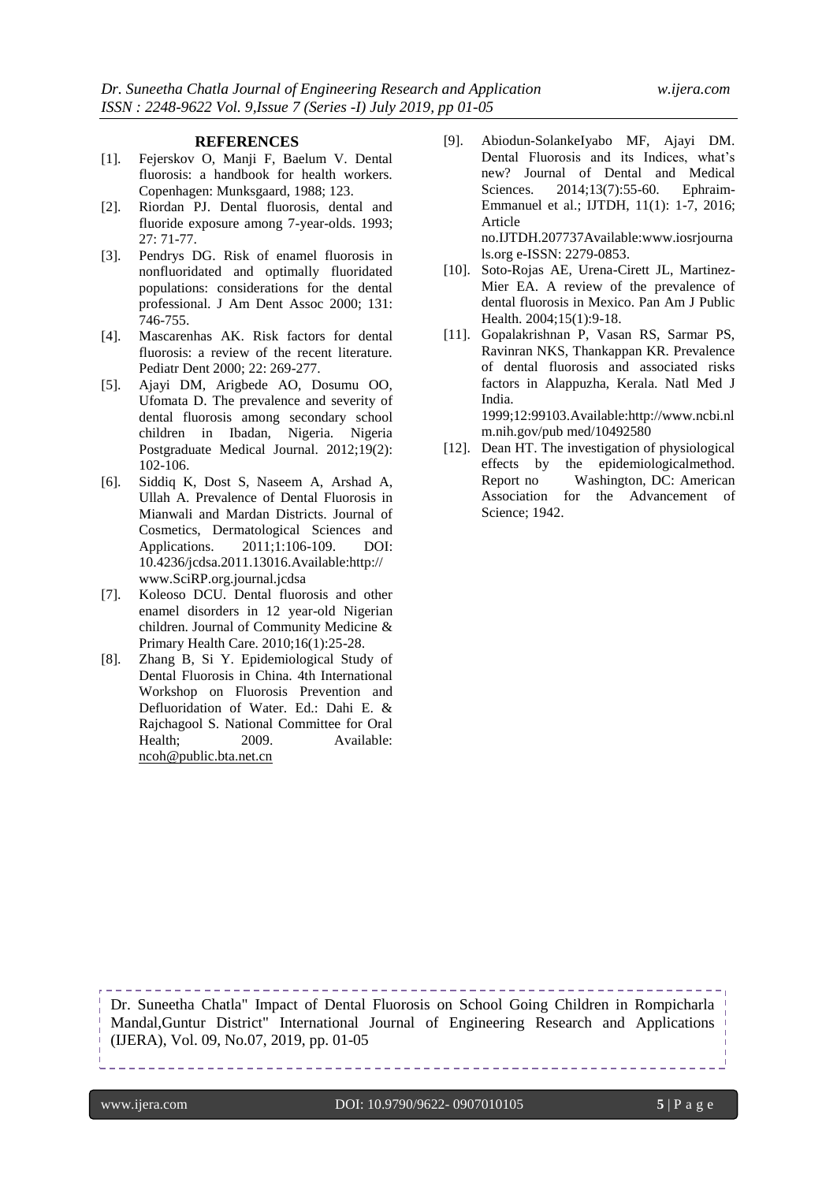## REFERENCES

[1]. Fejerskov O, Manji F, Baelum V. Dental fluorosis: a handbook for health workers. Copenhagen: Munksgaard, 1988; 123.

[2]. Riordan PJ. Dental fluorosis, dental and fluoride exposure among 7-year-olds. 1993; 27: 71-77.

[3]. Pendrys DG. Risk of enamel fluorosis in nonfluoridated and optimally fluoridated populations: considerations for the dental professional. J Am Dent Assoc 2000; 131: 746-755.

[4]. Mascarenhas AK. Risk factors for dental fluorosis: a review of the recent literature. Pediatr Dent 2000; 22: 269-277.

[5]. Ajayi DM, Arigbede AO, Dosumu OO, Ufomata D. The prevalence and severity of dental fluorosis among secondary school children in Ibadan, Nigeria. Nigeria Postgraduate Medical Journal. 2012;19(2): 102-106.

[6]. Siddiq K, Dost S, Naseem A, Arshad A, Ullah A. Prevalence of Dental Fluorosis in Mianwali and Mardan Districts. Journal of Cosmetics, Dermatological Sciences and Applications. 2011;1:106-109. DOI: 10.4236/jcdsa.2011.13016.Available:http:// www.SciRP.org.journal.jcdsa

[7]. Koleoso DCU. Dental fluorosis and other enamel disorders in 12 year-old Nigerian children. Journal of Community Medicine & Primary Health Care. 2010;16(1):25-28.

[8]. Zhang B, Si Y. Epidemiological Study of Dental Fluorosis in China. 4th International Workshop on Fluorosis Prevention and Defluoridation of Water. Ed.: Dahi E. & Rajchagool S. National Committee for Oral Health; 2009. Available: ncoh@public.bta.net.cn

[9]. Abiodun-SolankeIyabo MF, Ajayi DM. Dental Fluorosis and its Indices, what's new? Journal of Dental and Medical Sciences. 2014;13(7):55-60. Ephraim-Emmanuel et al.; IJTDH, 11(1): 1-7, 2016; Article no.IJTDH.207737Available:www.iosrjournals.org e-ISSN: 2279-0853.

[10]. Soto-Rojas AE, Urena-Cirett JL, Martinez-Mier EA. A review of the prevalence of dental fluorosis in Mexico. Pan Am J Public Health. 2004;15(1):9-18.

[11]. Gopalakrishnan P, Vasan RS, Sarmar PS, Ravinran NKS, Thankappan KR. Prevalence of dental fluorosis and associated risks factors in Alappuzha, Kerala. Natl Med J India. 1999;12:99103.Available:http://www.ncbi.nlm.nih.gov/pub med/10492580

[12]. Dean HT. The investigation of physiological effects by the epidemiologicalmethod. Report no Washington, DC: American Association for the Advancement of Science; 1942.

Dr. Suneetha Chatla" Impact of Dental Fluorosis on School Going Children in Rompicharla Mandal,Guntur District" International Journal of Engineering Research and Applications (IJERA), Vol. 09, No.07, 2019, pp. 01-05